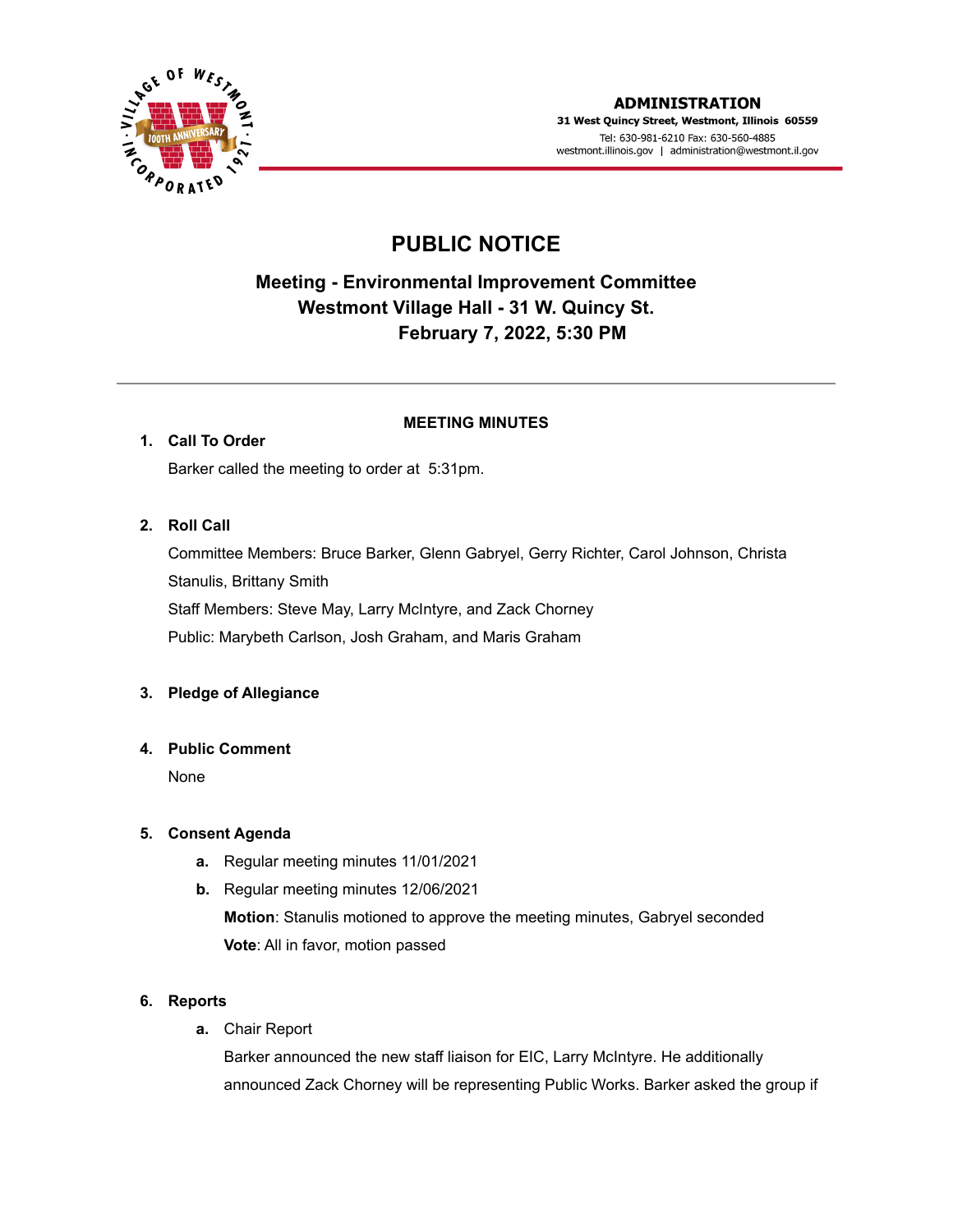**ADMINISTRATION**
**31 West Quincy Street, Westmont, Illinois 60559**
Tel: 630-981-6210 Fax: 630-560-4885
westmont.illinois.gov | administration@westmont.il.gov

# PUBLIC NOTICE

## Meeting - Environmental Improvement Committee
## Westmont Village Hall - 31 W. Quincy St.
## February 7, 2022, 5:30 PM

---

**MEETING MINUTES**

1. **Call To Order**

   Barker called the meeting to order at 5:31pm.

2. **Roll Call**

   Committee Members: Bruce Barker, Glenn Gabryel, Gerry Richter, Carol Johnson, Christa Stanulis, Brittany Smith

   Staff Members: Steve May, Larry McIntyre, and Zack Chorney

   Public: Marybeth Carlson, Josh Graham, and Maris Graham

3. **Pledge of Allegiance**

4. **Public Comment**

   None

5. **Consent Agenda**

   a. Regular meeting minutes 11/01/2021

   b. Regular meeting minutes 12/06/2021

      **Motion**: Stanulis motioned to approve the meeting minutes, Gabryel seconded

      **Vote**: All in favor, motion passed

6. **Reports**

   a. Chair Report

      Barker announced the new staff liaison for EIC, Larry McIntyre. He additionally announced Zack Chorney will be representing Public Works. Barker asked the group if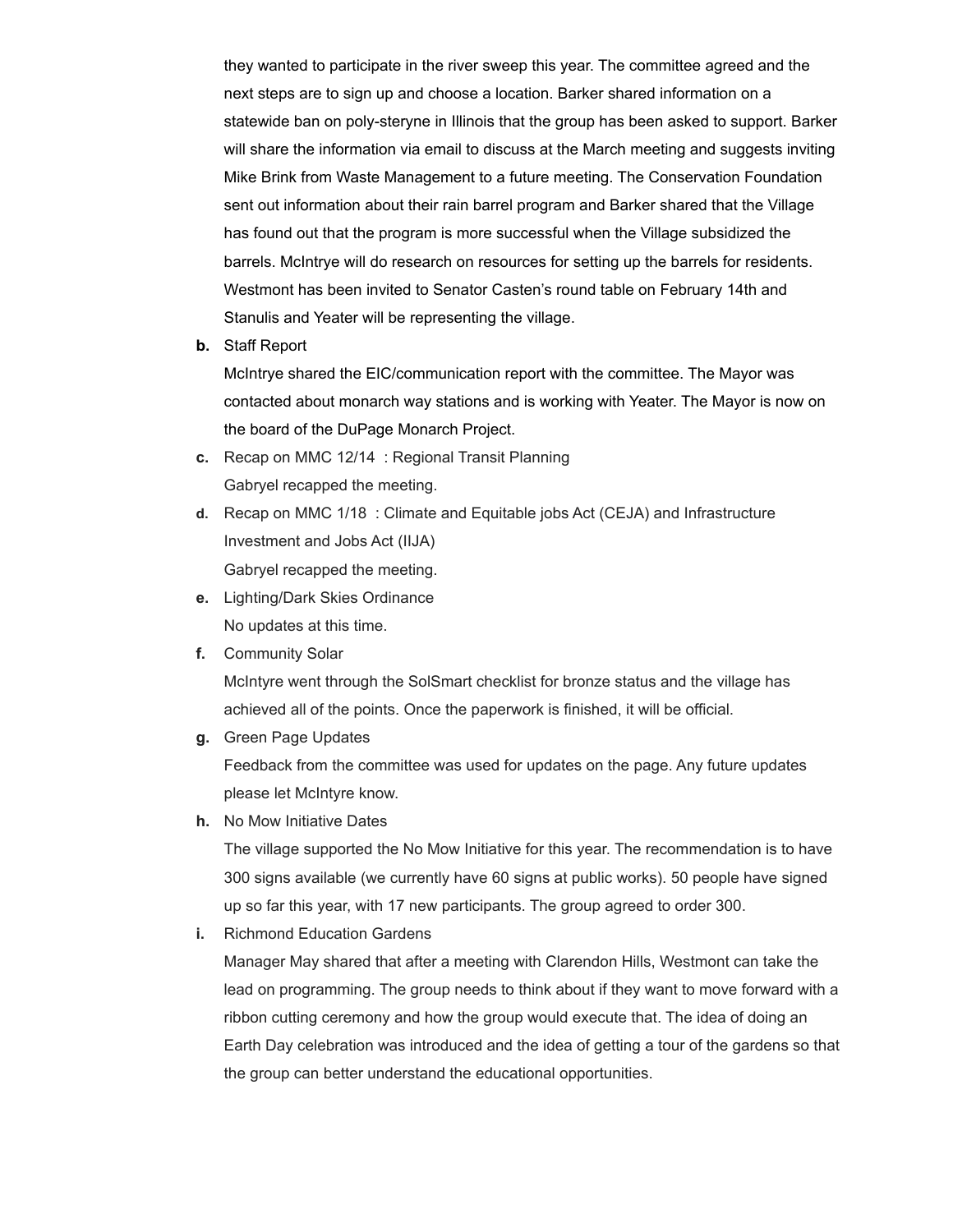they wanted to participate in the river sweep this year. The committee agreed and the next steps are to sign up and choose a location. Barker shared information on a statewide ban on poly-steryne in Illinois that the group has been asked to support. Barker will share the information via email to discuss at the March meeting and suggests inviting Mike Brink from Waste Management to a future meeting. The Conservation Foundation sent out information about their rain barrel program and Barker shared that the Village has found out that the program is more successful when the Village subsidized the barrels. McIntrye will do research on resources for setting up the barrels for residents. Westmont has been invited to Senator Casten's round table on February 14th and Stanulis and Yeater will be representing the village.

**b.** Staff Report

McIntrye shared the EIC/communication report with the committee. The Mayor was contacted about monarch way stations and is working with Yeater. The Mayor is now on the board of the DuPage Monarch Project.

**c.** Recap on MMC 12/14 : Regional Transit Planning

Gabryel recapped the meeting.

**d.** Recap on MMC 1/18 : Climate and Equitable jobs Act (CEJA) and Infrastructure Investment and Jobs Act (IIJA)

Gabryel recapped the meeting.

**e.** Lighting/Dark Skies Ordinance

No updates at this time.

**f.** Community Solar

McIntyre went through the SolSmart checklist for bronze status and the village has achieved all of the points. Once the paperwork is finished, it will be official.

**g.** Green Page Updates

Feedback from the committee was used for updates on the page. Any future updates please let McIntyre know.

**h.** No Mow Initiative Dates

The village supported the No Mow Initiative for this year. The recommendation is to have 300 signs available (we currently have 60 signs at public works). 50 people have signed up so far this year, with 17 new participants. The group agreed to order 300.

**i.** Richmond Education Gardens

Manager May shared that after a meeting with Clarendon Hills, Westmont can take the lead on programming. The group needs to think about if they want to move forward with a ribbon cutting ceremony and how the group would execute that. The idea of doing an Earth Day celebration was introduced and the idea of getting a tour of the gardens so that the group can better understand the educational opportunities.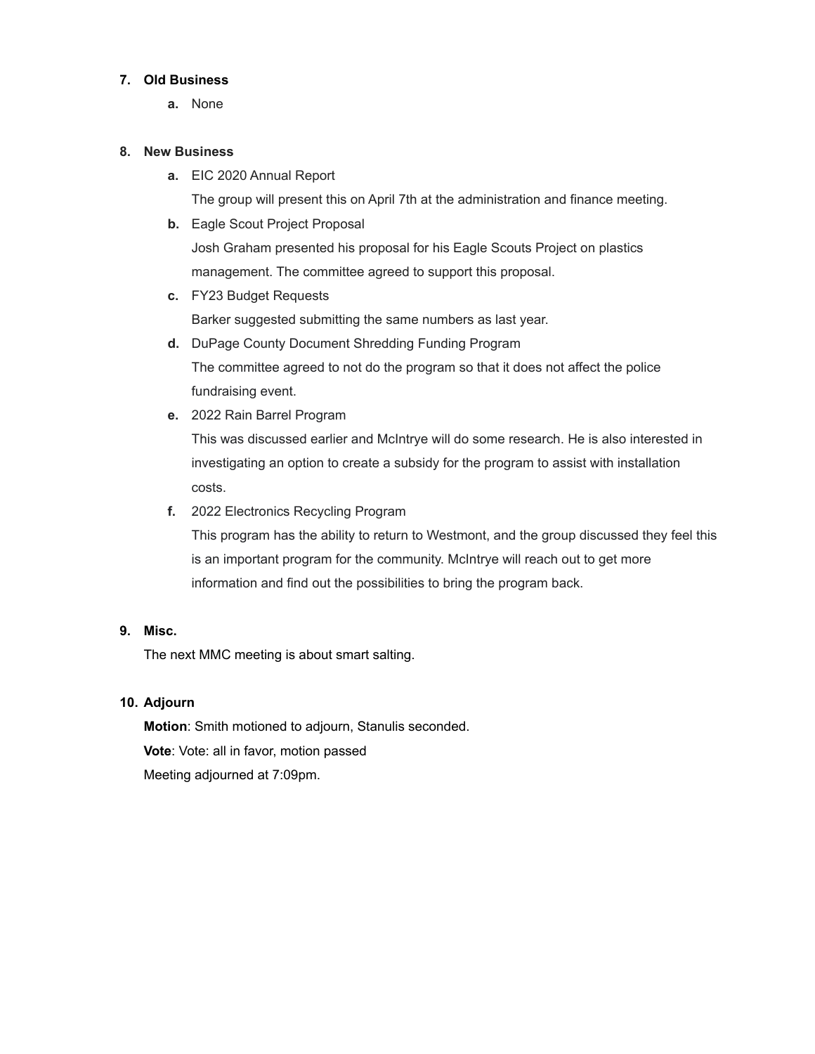7. **Old Business**
   a. None

8. **New Business**
   a. EIC 2020 Annual Report
      The group will present this on April 7th at the administration and finance meeting.
   b. Eagle Scout Project Proposal
      Josh Graham presented his proposal for his Eagle Scouts Project on plastics management. The committee agreed to support this proposal.
   c. FY23 Budget Requests
      Barker suggested submitting the same numbers as last year.
   d. DuPage County Document Shredding Funding Program
      The committee agreed to not do the program so that it does not affect the police fundraising event.
   e. 2022 Rain Barrel Program
      This was discussed earlier and McIntrye will do some research. He is also interested in investigating an option to create a subsidy for the program to assist with installation costs.
   f. 2022 Electronics Recycling Program
      This program has the ability to return to Westmont, and the group discussed they feel this is an important program for the community. McIntrye will reach out to get more information and find out the possibilities to bring the program back.

9. **Misc.**
   The next MMC meeting is about smart salting.

10. **Adjourn**
    **Motion**: Smith motioned to adjourn, Stanulis seconded.
    **Vote**: Vote: all in favor, motion passed
    Meeting adjourned at 7:09pm.